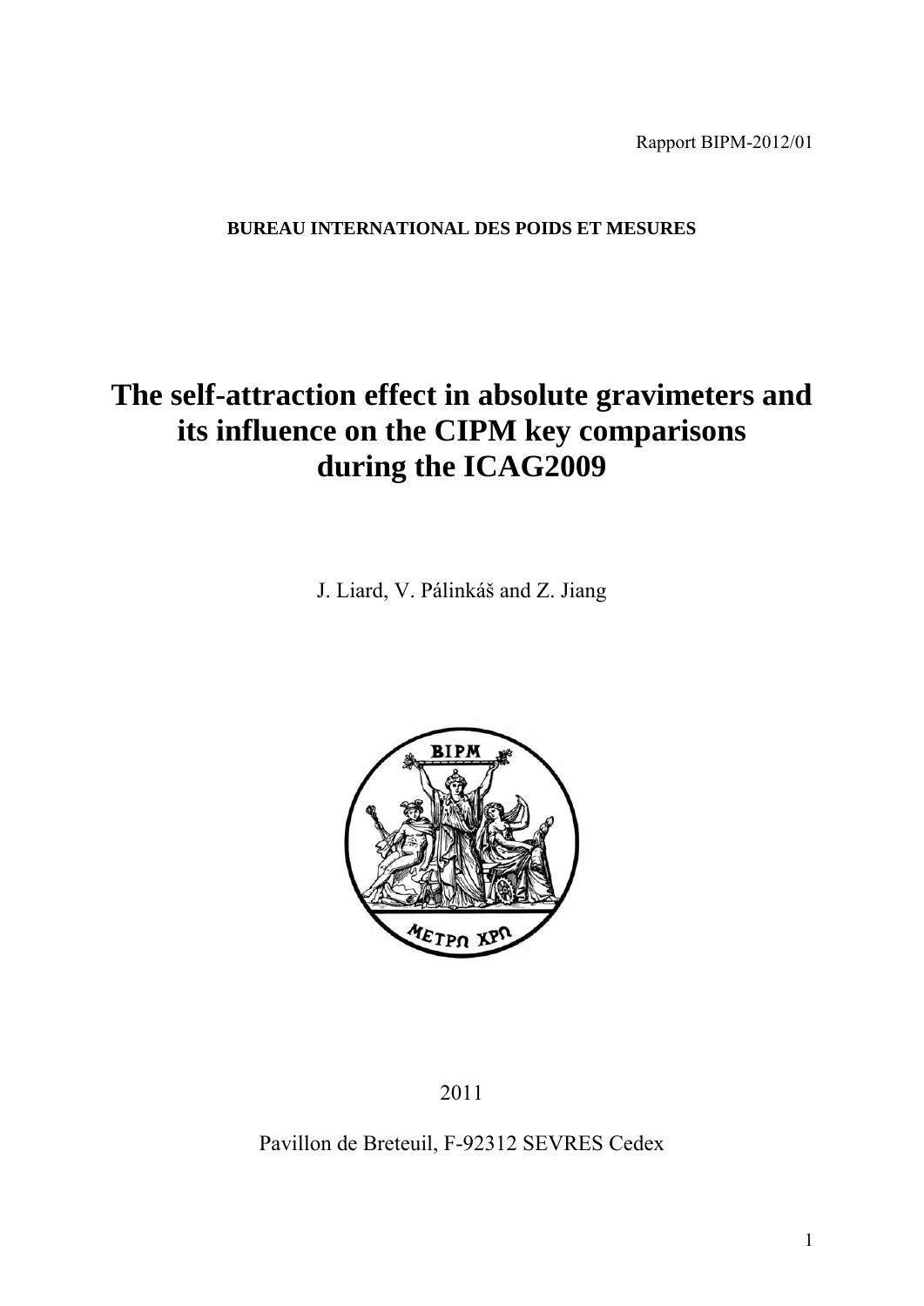Rapport BIPM-2012/01

**BUREAU INTERNATIONAL DES POIDS ET MESURES**

# The self-attraction effect in absolute gravimeters and its influence on the CIPM key comparisons during the ICAG2009

J. Liard, V. Pálinkáš and Z. Jiang

2011

Pavillon de Breteuil, F-92312 SEVRES Cedex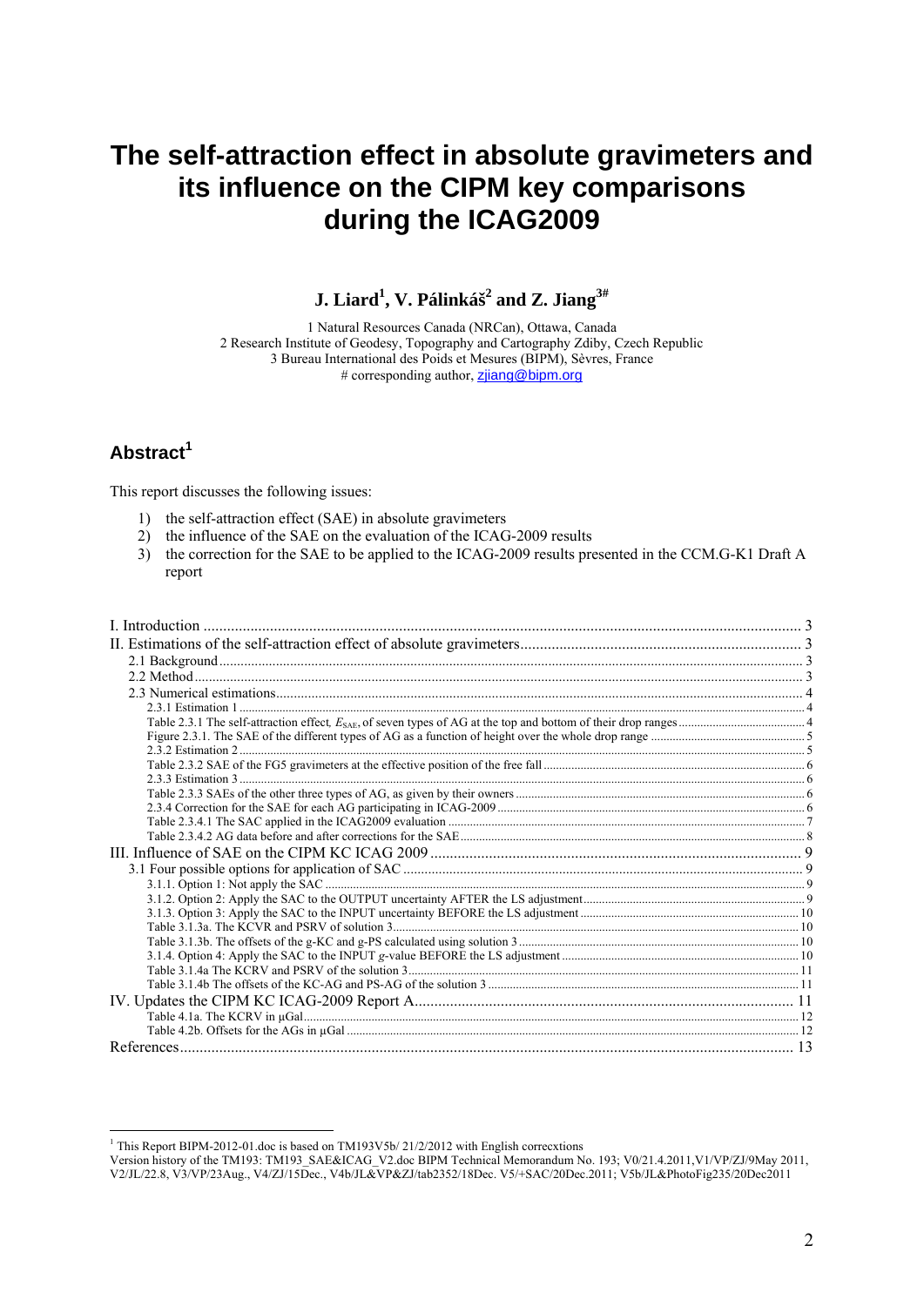# The self-attraction effect in absolute gravimeters and its influence on the CIPM key comparisons during the ICAG2009

**J. Liard[1], V. Pálinkáš[2] and Z. Jiang[3#]**

1 Natural Resources Canada (NRCan), Ottawa, Canada
2 Research Institute of Geodesy, Topography and Cartography Zdiby, Czech Republic
3 Bureau International des Poids et Mesures (BIPM), Sèvres, France
# corresponding author, zjiang@bipm.org

## Abstract[1]

This report discusses the following issues:

1) the self-attraction effect (SAE) in absolute gravimeters
2) the influence of the SAE on the evaluation of the ICAG-2009 results
3) the correction for the SAE to be applied to the ICAG-2009 results presented in the CCM.G-K1 Draft A report

I. Introduction ..... 3
II. Estimations of the self-attraction effect of absolute gravimeters ..... 3
- 2.1 Background ..... 3
- 2.2 Method ..... 3
- 2.3 Numerical estimations ..... 4
  - 2.3.1 Estimation 1 ..... 4
  - Table 2.3.1 The self-attraction effect, $E_{SAE}$, of seven types of AG at the top and bottom of their drop ranges ..... 4
  - Figure 2.3.1. The SAE of the different types of AG as a function of height over the whole drop range ..... 5
  - 2.3.2 Estimation 2 ..... 5
  - Table 2.3.2 SAE of the FG5 gravimeters at the effective position of the free fall ..... 6
  - 2.3.3 Estimation 3 ..... 6
  - Table 2.3.3 SAEs of the other three types of AG, as given by their owners ..... 6
  - 2.3.4 Correction for the SAE for each AG participating in ICAG-2009 ..... 6
  - Table 2.3.4.1 The SAC applied in the ICAG2009 evaluation ..... 7
  - Table 2.3.4.2 AG data before and after corrections for the SAE ..... 8

III. Influence of SAE on the CIPM KC ICAG 2009 ..... 9
- 3.1 Four possible options for application of SAC ..... 9
  - 3.1.1. Option 1: Not apply the SAC ..... 9
  - 3.1.2. Option 2: Apply the SAC to the OUTPUT uncertainty AFTER the LS adjustment ..... 9
  - 3.1.3. Option 3: Apply the SAC to the INPUT uncertainty BEFORE the LS adjustment ..... 10
  - Table 3.1.3a. The KCVR and PSRV of solution 3 ..... 10
  - Table 3.1.3b. The offsets of the g-KC and g-PS calculated using solution 3 ..... 10
  - 3.1.4. Option 4: Apply the SAC to the INPUT *g*-value BEFORE the LS adjustment ..... 10
  - Table 3.1.4a The KCRV and PSRV of the solution 3 ..... 11
  - Table 3.1.4b The offsets of the KC-AG and PS-AG of the solution 3 ..... 11

IV. Updates the CIPM KC ICAG-2009 Report A ..... 11
- Table 4.1a. The KCRV in µGal ..... 12
- Table 4.2b. Offsets for the AGs in µGal ..... 12

References ..... 13

---

[1] This Report BIPM-2012-01.doc is based on TM193V5b/ 21/2/2012 with English correcxtions
Version history of the TM193: TM193_SAE&ICAG_V2.doc BIPM Technical Memorandum No. 193; V0/21.4.2011,V1/VP/ZJ/9May 2011, V2/JL/22.8, V3/VP/23Aug., V4/ZJ/15Dec., V4b/JL&VP&ZJ/tab2352/18Dec. V5/+SAC/20Dec.2011; V5b/JL&PhotoFig235/20Dec2011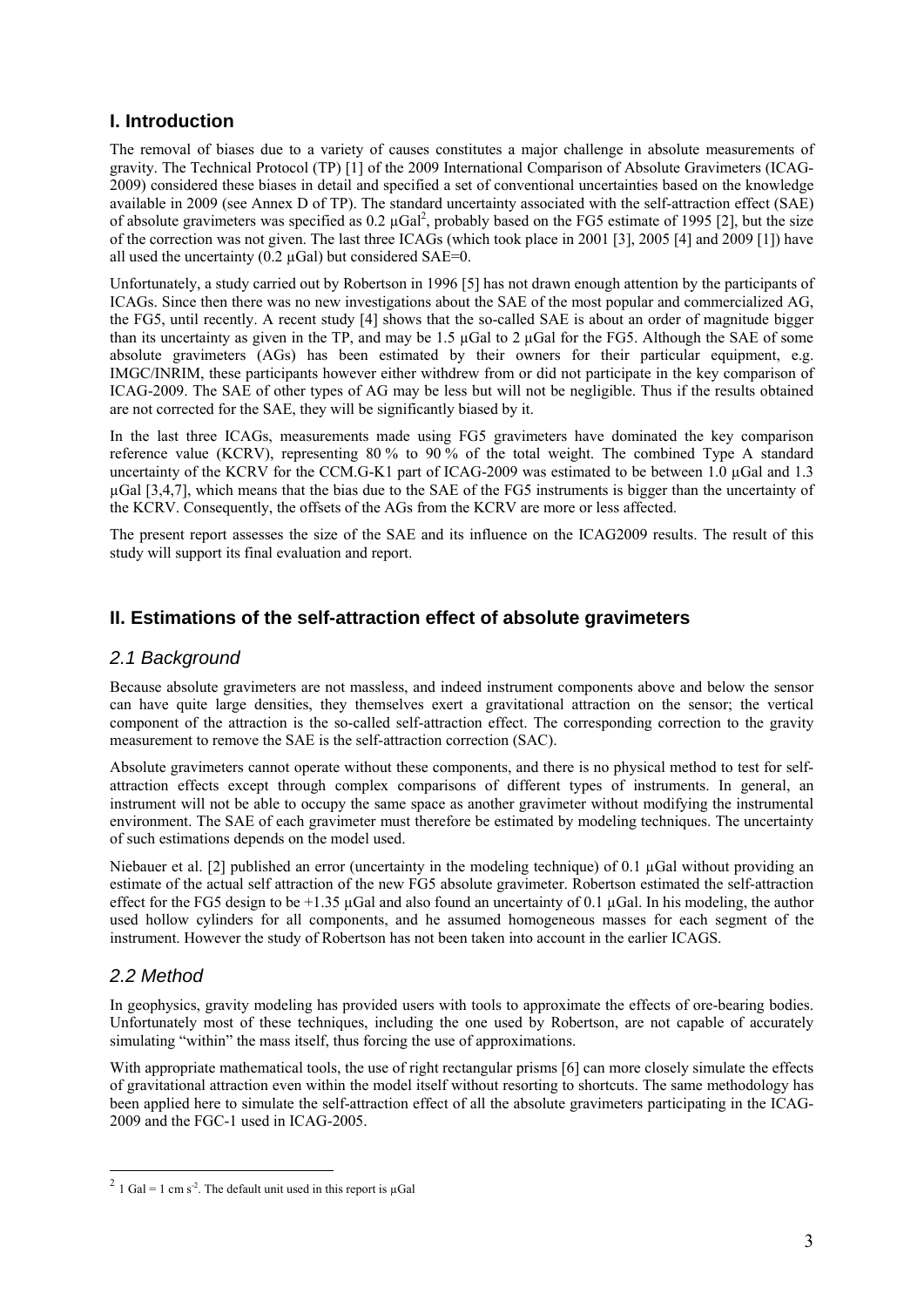## I. Introduction

The removal of biases due to a variety of causes constitutes a major challenge in absolute measurements of gravity. The Technical Protocol (TP) [1] of the 2009 International Comparison of Absolute Gravimeters (ICAG-2009) considered these biases in detail and specified a set of conventional uncertainties based on the knowledge available in 2009 (see Annex D of TP). The standard uncertainty associated with the self-attraction effect (SAE) of absolute gravimeters was specified as 0.2 µGal[2], probably based on the FG5 estimate of 1995 [2], but the size of the correction was not given. The last three ICAGs (which took place in 2001 [3], 2005 [4] and 2009 [1]) have all used the uncertainty (0.2 µGal) but considered SAE=0.

Unfortunately, a study carried out by Robertson in 1996 [5] has not drawn enough attention by the participants of ICAGs. Since then there was no new investigations about the SAE of the most popular and commercialized AG, the FG5, until recently. A recent study [4] shows that the so-called SAE is about an order of magnitude bigger than its uncertainty as given in the TP, and may be 1.5 µGal to 2 µGal for the FG5. Although the SAE of some absolute gravimeters (AGs) has been estimated by their owners for their particular equipment, e.g. IMGC/INRIM, these participants however either withdrew from or did not participate in the key comparison of ICAG-2009. The SAE of other types of AG may be less but will not be negligible. Thus if the results obtained are not corrected for the SAE, they will be significantly biased by it.

In the last three ICAGs, measurements made using FG5 gravimeters have dominated the key comparison reference value (KCRV), representing 80 % to 90 % of the total weight. The combined Type A standard uncertainty of the KCRV for the CCM.G-K1 part of ICAG-2009 was estimated to be between 1.0 µGal and 1.3 µGal [3,4,7], which means that the bias due to the SAE of the FG5 instruments is bigger than the uncertainty of the KCRV. Consequently, the offsets of the AGs from the KCRV are more or less affected.

The present report assesses the size of the SAE and its influence on the ICAG2009 results. The result of this study will support its final evaluation and report.

## II. Estimations of the self-attraction effect of absolute gravimeters

### *2.1 Background*

Because absolute gravimeters are not massless, and indeed instrument components above and below the sensor can have quite large densities, they themselves exert a gravitational attraction on the sensor; the vertical component of the attraction is the so-called self-attraction effect. The corresponding correction to the gravity measurement to remove the SAE is the self-attraction correction (SAC).

Absolute gravimeters cannot operate without these components, and there is no physical method to test for self-attraction effects except through complex comparisons of different types of instruments. In general, an instrument will not be able to occupy the same space as another gravimeter without modifying the instrumental environment. The SAE of each gravimeter must therefore be estimated by modeling techniques. The uncertainty of such estimations depends on the model used.

Niebauer et al. [2] published an error (uncertainty in the modeling technique) of 0.1 µGal without providing an estimate of the actual self attraction of the new FG5 absolute gravimeter. Robertson estimated the self-attraction effect for the FG5 design to be +1.35 µGal and also found an uncertainty of 0.1 µGal. In his modeling, the author used hollow cylinders for all components, and he assumed homogeneous masses for each segment of the instrument. However the study of Robertson has not been taken into account in the earlier ICAGS.

### *2.2 Method*

In geophysics, gravity modeling has provided users with tools to approximate the effects of ore-bearing bodies. Unfortunately most of these techniques, including the one used by Robertson, are not capable of accurately simulating "within" the mass itself, thus forcing the use of approximations.

With appropriate mathematical tools, the use of right rectangular prisms [6] can more closely simulate the effects of gravitational attraction even within the model itself without resorting to shortcuts. The same methodology has been applied here to simulate the self-attraction effect of all the absolute gravimeters participating in the ICAG-2009 and the FGC-1 used in ICAG-2005.

---

[2] 1 Gal = 1 cm $s^{-2}$. The default unit used in this report is µGal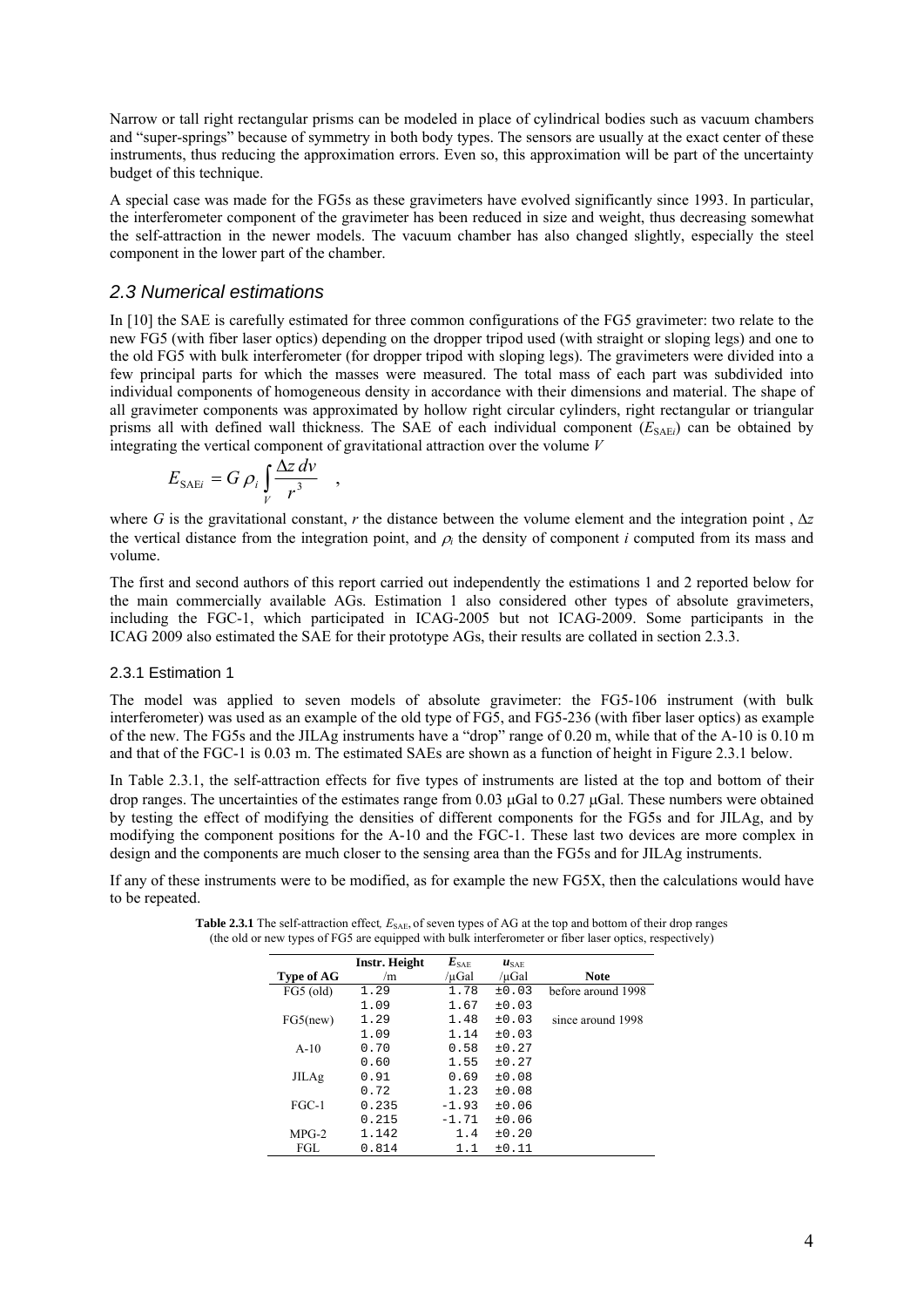Narrow or tall right rectangular prisms can be modeled in place of cylindrical bodies such as vacuum chambers and "super-springs" because of symmetry in both body types. The sensors are usually at the exact center of these instruments, thus reducing the approximation errors. Even so, this approximation will be part of the uncertainty budget of this technique.

A special case was made for the FG5s as these gravimeters have evolved significantly since 1993. In particular, the interferometer component of the gravimeter has been reduced in size and weight, thus decreasing somewhat the self-attraction in the newer models. The vacuum chamber has also changed slightly, especially the steel component in the lower part of the chamber.

## *2.3 Numerical estimations*

In [10] the SAE is carefully estimated for three common configurations of the FG5 gravimeter: two relate to the new FG5 (with fiber laser optics) depending on the dropper tripod used (with straight or sloping legs) and one to the old FG5 with bulk interferometer (for dropper tripod with sloping legs). The gravimeters were divided into a few principal parts for which the masses were measured. The total mass of each part was subdivided into individual components of homogeneous density in accordance with their dimensions and material. The shape of all gravimeter components was approximated by hollow right circular cylinders, right rectangular or triangular prisms all with defined wall thickness. The SAE of each individual component ($E_{\mathrm{SAE}i}$) can be obtained by integrating the vertical component of gravitational attraction over the volume $V$

$$E_{\mathrm{SAE}i} = G\,\rho_i \int_V \frac{\Delta z\, dv}{r^3} \quad ,$$

where $G$ is the gravitational constant, $r$ the distance between the volume element and the integration point , $\Delta z$ the vertical distance from the integration point, and $\rho_i$ the density of component $i$ computed from its mass and volume.

The first and second authors of this report carried out independently the estimations 1 and 2 reported below for the main commercially available AGs. Estimation 1 also considered other types of absolute gravimeters, including the FGC-1, which participated in ICAG-2005 but not ICAG-2009. Some participants in the ICAG 2009 also estimated the SAE for their prototype AGs, their results are collated in section 2.3.3.

### 2.3.1 Estimation 1

The model was applied to seven models of absolute gravimeter: the FG5-106 instrument (with bulk interferometer) was used as an example of the old type of FG5, and FG5-236 (with fiber laser optics) as example of the new. The FG5s and the JILAg instruments have a "drop" range of 0.20 m, while that of the A-10 is 0.10 m and that of the FGC-1 is 0.03 m. The estimated SAEs are shown as a function of height in Figure 2.3.1 below.

In Table 2.3.1, the self-attraction effects for five types of instruments are listed at the top and bottom of their drop ranges. The uncertainties of the estimates range from 0.03 μGal to 0.27 μGal. These numbers were obtained by testing the effect of modifying the densities of different components for the FG5s and for JILAg, and by modifying the component positions for the A-10 and the FGC-1. These last two devices are more complex in design and the components are much closer to the sensing area than the FG5s and for JILAg instruments.

If any of these instruments were to be modified, as for example the new FG5X, then the calculations would have to be repeated.

**Table 2.3.1** The self-attraction effect, $E_{\mathrm{SAE}}$, of seven types of AG at the top and bottom of their drop ranges (the old or new types of FG5 are equipped with bulk interferometer or fiber laser optics, respectively)

| Type of AG | Instr. Height /m | $E_{\mathrm{SAE}}$ /μGal | $u_{\mathrm{SAE}}$ /μGal | Note |
|---|---|---|---|---|
| FG5 (old) | 1.29 | 1.78 | ±0.03 | before around 1998 |
| | 1.09 | 1.67 | ±0.03 | |
| FG5(new) | 1.29 | 1.48 | ±0.03 | since around 1998 |
| | 1.09 | 1.14 | ±0.03 | |
| A-10 | 0.70 | 0.58 | ±0.27 | |
| | 0.60 | 1.55 | ±0.27 | |
| JILAg | 0.91 | 0.69 | ±0.08 | |
| | 0.72 | 1.23 | ±0.08 | |
| FGC-1 | 0.235 | -1.93 | ±0.06 | |
| | 0.215 | -1.71 | ±0.06 | |
| MPG-2 | 1.142 | 1.4 | ±0.20 | |
| FGL | 0.814 | 1.1 | ±0.11 | |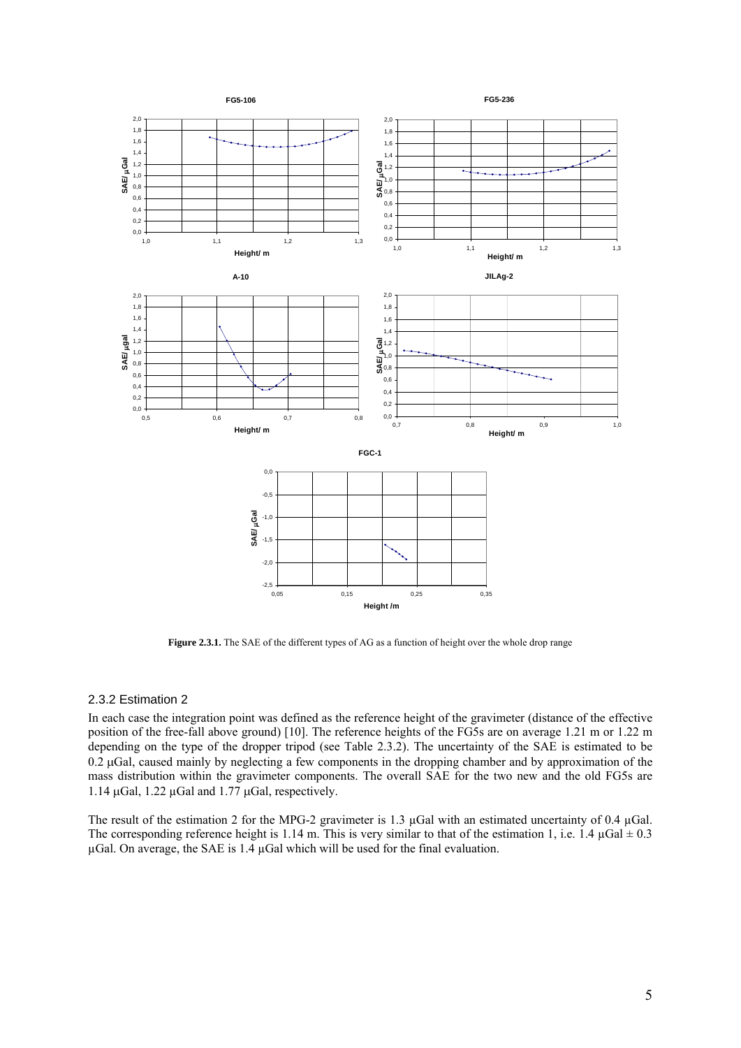**Figure 2.3.1.** The SAE of the different types of AG as a function of height over the whole drop range

### 2.3.2 Estimation 2

In each case the integration point was defined as the reference height of the gravimeter (distance of the effective position of the free-fall above ground) [10]. The reference heights of the FG5s are on average 1.21 m or 1.22 m depending on the type of the dropper tripod (see Table 2.3.2). The uncertainty of the SAE is estimated to be 0.2 µGal, caused mainly by neglecting a few components in the dropping chamber and by approximation of the mass distribution within the gravimeter components. The overall SAE for the two new and the old FG5s are 1.14 µGal, 1.22 µGal and 1.77 µGal, respectively.

The result of the estimation 2 for the MPG-2 gravimeter is 1.3 µGal with an estimated uncertainty of 0.4 µGal. The corresponding reference height is 1.14 m. This is very similar to that of the estimation 1, i.e. 1.4 µGal ± 0.3 µGal. On average, the SAE is 1.4 µGal which will be used for the final evaluation.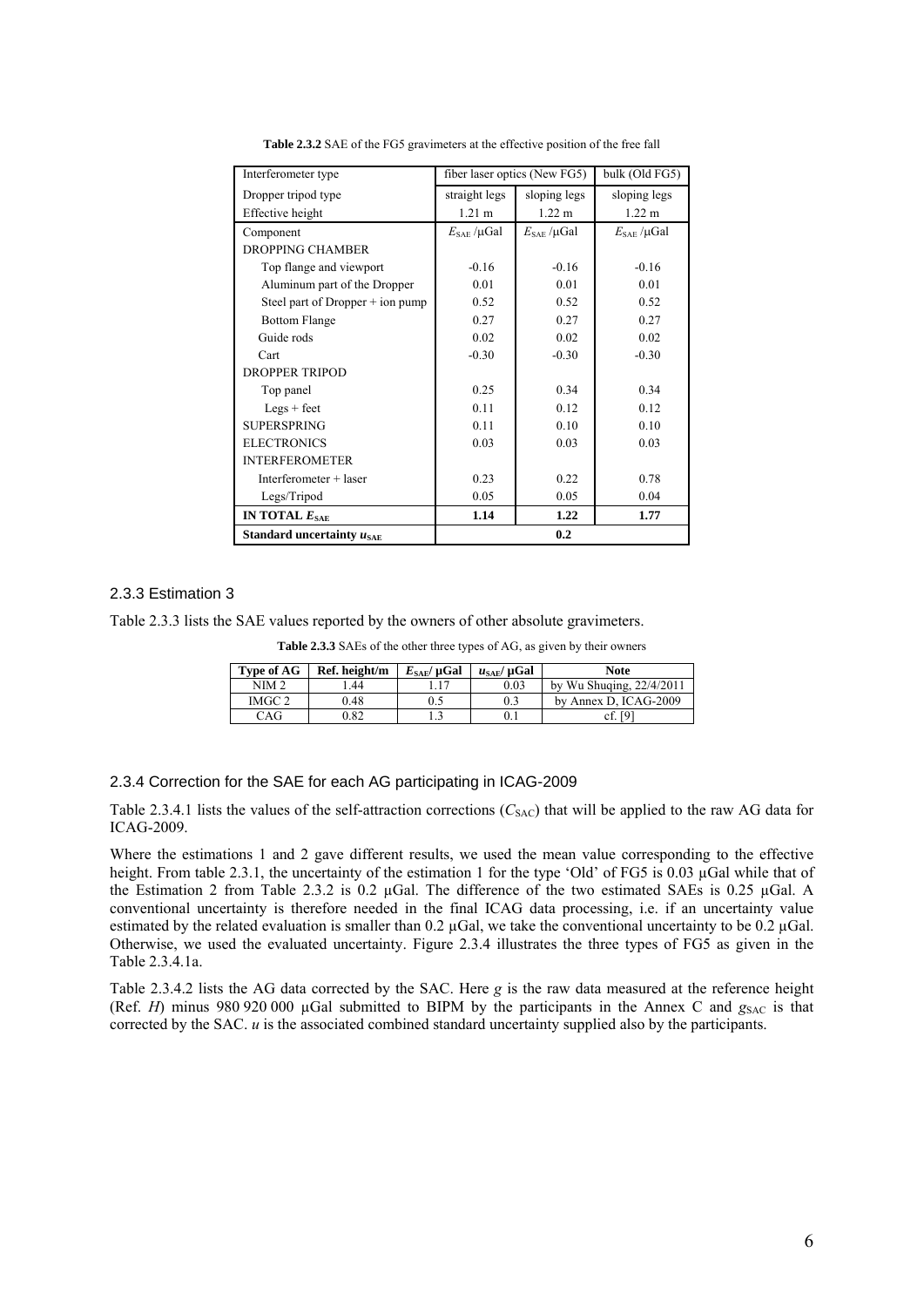**Table 2.3.2** SAE of the FG5 gravimeters at the effective position of the free fall

| Interferometer type | fiber laser optics (New FG5) | | bulk (Old FG5) |
|---|---|---|---|
| Dropper tripod type | straight legs | sloping legs | sloping legs |
| Effective height | 1.21 m | 1.22 m | 1.22 m |
| Component | $E_{SAE}$ /μGal | $E_{SAE}$ /μGal | $E_{SAE}$ /μGal |
| DROPPING CHAMBER | | | |
| Top flange and viewport | -0.16 | -0.16 | -0.16 |
| Aluminum part of the Dropper | 0.01 | 0.01 | 0.01 |
| Steel part of Dropper + ion pump | 0.52 | 0.52 | 0.52 |
| Bottom Flange | 0.27 | 0.27 | 0.27 |
| Guide rods | 0.02 | 0.02 | 0.02 |
| Cart | -0.30 | -0.30 | -0.30 |
| DROPPER TRIPOD | | | |
| Top panel | 0.25 | 0.34 | 0.34 |
| Legs + feet | 0.11 | 0.12 | 0.12 |
| SUPERSPRING | 0.11 | 0.10 | 0.10 |
| ELECTRONICS | 0.03 | 0.03 | 0.03 |
| INTERFEROMETER | | | |
| Interferometer + laser | 0.23 | 0.22 | 0.78 |
| Legs/Tripod | 0.05 | 0.05 | 0.04 |
| **IN TOTAL $E_{SAE}$** | **1.14** | **1.22** | **1.77** |
| **Standard uncertainty $u_{SAE}$** | **0.2** | | |

### 2.3.3 Estimation 3

Table 2.3.3 lists the SAE values reported by the owners of other absolute gravimeters.

**Table 2.3.3** SAEs of the other three types of AG, as given by their owners

| Type of AG | Ref. height/m | $E_{SAE}$/ μGal | $u_{SAE}$/ μGal | Note |
|---|---|---|---|---|
| NIM 2 | 1.44 | 1.17 | 0.03 | by Wu Shuqing, 22/4/2011 |
| IMGC 2 | 0.48 | 0.5 | 0.3 | by Annex D, ICAG-2009 |
| CAG | 0.82 | 1.3 | 0.1 | cf. [9] |

### 2.3.4 Correction for the SAE for each AG participating in ICAG-2009

Table 2.3.4.1 lists the values of the self-attraction corrections ($C_{SAC}$) that will be applied to the raw AG data for ICAG-2009.

Where the estimations 1 and 2 gave different results, we used the mean value corresponding to the effective height. From table 2.3.1, the uncertainty of the estimation 1 for the type 'Old' of FG5 is 0.03 μGal while that of the Estimation 2 from Table 2.3.2 is 0.2 μGal. The difference of the two estimated SAEs is 0.25 μGal. A conventional uncertainty is therefore needed in the final ICAG data processing, i.e. if an uncertainty value estimated by the related evaluation is smaller than 0.2 μGal, we take the conventional uncertainty to be 0.2 μGal. Otherwise, we used the evaluated uncertainty. Figure 2.3.4 illustrates the three types of FG5 as given in the Table 2.3.4.1a.

Table 2.3.4.2 lists the AG data corrected by the SAC. Here $g$ is the raw data measured at the reference height (Ref. $H$) minus 980 920 000 μGal submitted to BIPM by the participants in the Annex C and $g_{SAC}$ is that corrected by the SAC. $u$ is the associated combined standard uncertainty supplied also by the participants.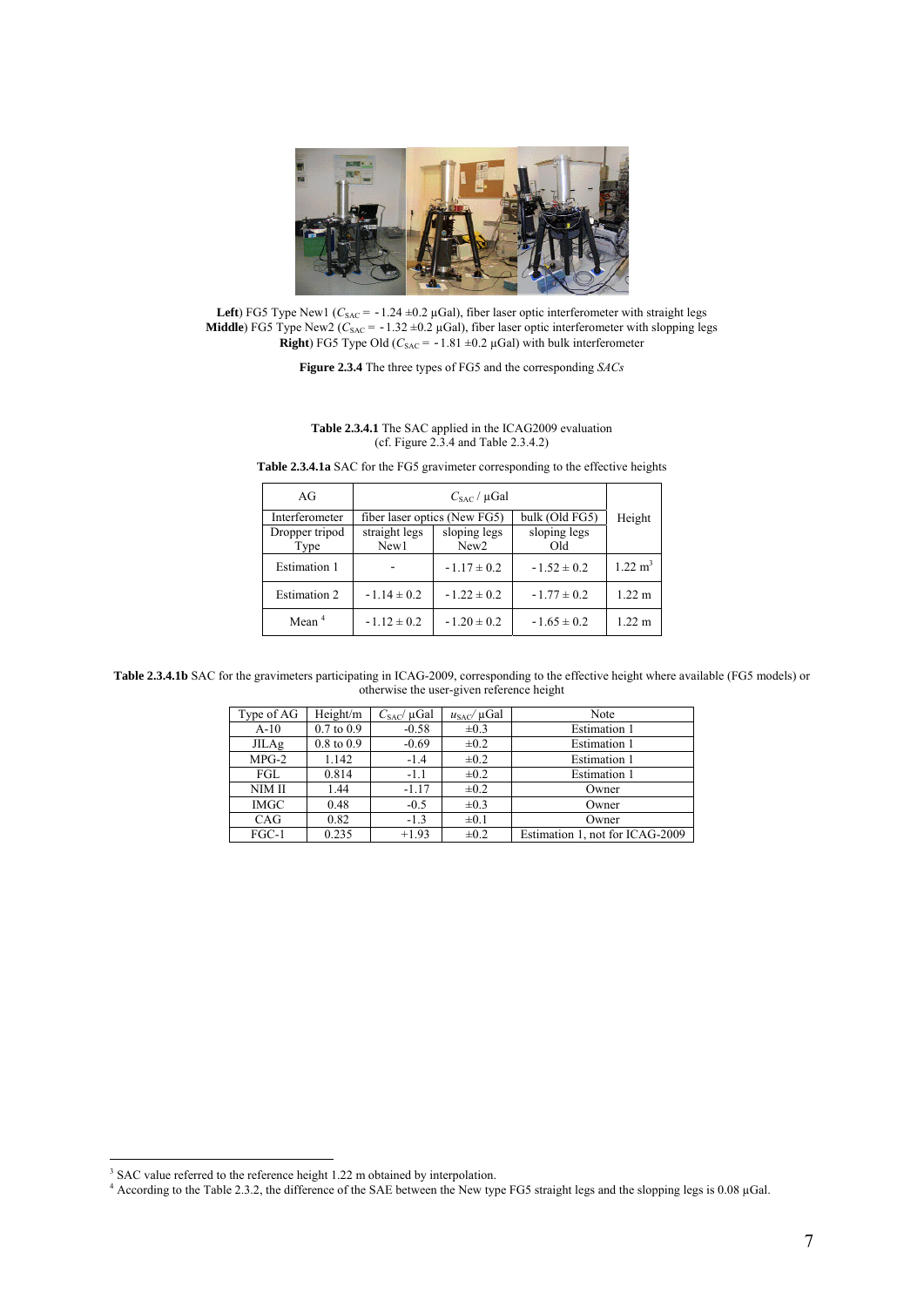**Left**) FG5 Type New1 ($C_{SAC}$ = -1.24 ±0.2 µGal), fiber laser optic interferometer with straight legs
**Middle**) FG5 Type New2 ($C_{SAC}$ = -1.32 ±0.2 µGal), fiber laser optic interferometer with slopping legs
**Right**) FG5 Type Old ($C_{SAC}$ = -1.81 ±0.2 µGal) with bulk interferometer

**Figure 2.3.4** The three types of FG5 and the corresponding *SACs*

**Table 2.3.4.1** The SAC applied in the ICAG2009 evaluation
(cf. Figure 2.3.4 and Table 2.3.4.2)

**Table 2.3.4.1a** SAC for the FG5 gravimeter corresponding to the effective heights

| AG | $C_{SAC}$ / µGal | | | Height |
|---|---|---|---|---|
| Interferometer | fiber laser optics (New FG5) | | bulk (Old FG5) | |
| Dropper tripod Type | straight legs New1 | sloping legs New2 | sloping legs Old | |
| Estimation 1 | - | -1.17 ± 0.2 | -1.52 ± 0.2 | 1.22 m[3] |
| Estimation 2 | -1.14 ± 0.2 | -1.22 ± 0.2 | -1.77 ± 0.2 | 1.22 m |
| Mean [4] | -1.12 ± 0.2 | -1.20 ± 0.2 | -1.65 ± 0.2 | 1.22 m |

**Table 2.3.4.1b** SAC for the gravimeters participating in ICAG-2009, corresponding to the effective height where available (FG5 models) or otherwise the user-given reference height

| Type of AG | Height/m | $C_{SAC}$/ µGal | $u_{SAC}$/ µGal | Note |
|---|---|---|---|---|
| A-10 | 0.7 to 0.9 | -0.58 | ±0.3 | Estimation 1 |
| JILAg | 0.8 to 0.9 | -0.69 | ±0.2 | Estimation 1 |
| MPG-2 | 1.142 | -1.4 | ±0.2 | Estimation 1 |
| FGL | 0.814 | -1.1 | ±0.2 | Estimation 1 |
| NIM II | 1.44 | -1.17 | ±0.2 | Owner |
| IMGC | 0.48 | -0.5 | ±0.3 | Owner |
| CAG | 0.82 | -1.3 | ±0.1 | Owner |
| FGC-1 | 0.235 | +1.93 | ±0.2 | Estimation 1, not for ICAG-2009 |

[3] SAC value referred to the reference height 1.22 m obtained by interpolation.
[4] According to the Table 2.3.2, the difference of the SAE between the New type FG5 straight legs and the slopping legs is 0.08 µGal.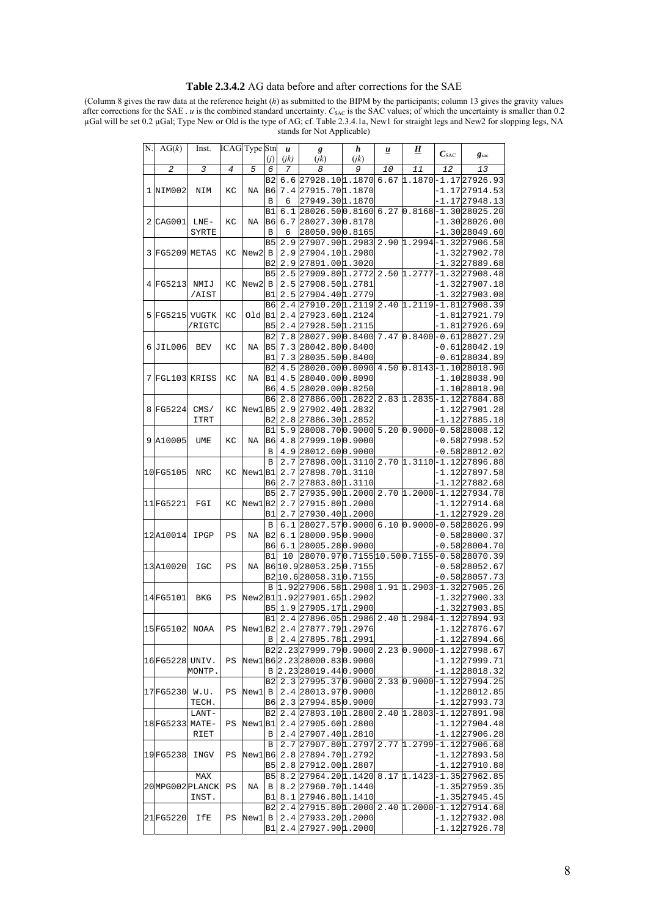**Table 2.3.4.2** AG data before and after corrections for the SAE

(Column 8 gives the raw data at the reference height ($h$) as submitted to the BIPM by the participants; column 13 gives the gravity values after corrections for the SAE . $u$ is the combined standard uncertainty. $C_{SAC}$ is the SAC values; of which the uncertainty is smaller than 0.2 µGal will be set 0.2 µGal; Type New or Old is the type of AG; cf. Table 2.3.4.1a, New1 for straight legs and New2 for slopping legs, NA stands for Not Applicable)

| N. | AG($k$) | Inst. | ICAG | Type | Stn ($j$) | $u$ ($jk$) | $g$ ($jk$) | $h$ ($jk$) | $\underline{u}$ | $\underline{H}$ | $C_{SAC}$ | $g_{sac}$ |
|---|---|---|---|---|---|---|---|---|---|---|---|---|
| | 2 | 3 | 4 | 5 | 6 | 7 | 8 | 9 | 10 | 11 | 12 | 13 |
| 1 | NIM002 | NIM | KC | NA | B2 | 6.6 | 27928.10 | 1.1870 | 6.67 | 1.1870 | -1.17 | 27926.93 |
| | | | | | B6 | 7.4 | 27915.70 | 1.1870 | | | -1.17 | 27914.53 |
| | | | | | B | 6 | 27949.30 | 1.1870 | | | -1.17 | 27948.13 |
| 2 | CAG001 | LNE-SYRTE | KC | NA | B1 | 6.1 | 28026.50 | 0.8160 | 6.27 | 0.8168 | -1.30 | 28025.20 |
| | | | | | B6 | 6.7 | 28027.30 | 0.8178 | | | -1.30 | 28026.00 |
| | | | | | B | 6 | 28050.90 | 0.8165 | | | -1.30 | 28049.60 |
| 3 | FG5209 | METAS | KC | New2 | B5 | 2.9 | 27907.90 | 1.2983 | 2.90 | 1.2994 | -1.32 | 27906.58 |
| | | | | | B | 2.9 | 27904.10 | 1.2980 | | | -1.32 | 27902.78 |
| | | | | | B2 | 2.9 | 27891.00 | 1.3020 | | | -1.32 | 27889.68 |
| 4 | FG5213 | NMIJ /AIST | KC | New2 | B5 | 2.5 | 27909.80 | 1.2772 | 2.50 | 1.2777 | -1.32 | 27908.48 |
| | | | | | B | 2.5 | 27908.50 | 1.2781 | | | -1.32 | 27907.18 |
| | | | | | B1 | 2.5 | 27904.40 | 1.2779 | | | -1.32 | 27903.08 |
| 5 | FG5215 | VUGTK /RIGTC | KC | Old | B6 | 2.4 | 27910.20 | 1.2119 | 2.40 | 1.2119 | -1.81 | 27908.39 |
| | | | | | B1 | 2.4 | 27923.60 | 1.2124 | | | -1.81 | 27921.79 |
| | | | | | B5 | 2.4 | 27928.50 | 1.2115 | | | -1.81 | 27926.69 |
| 6 | JIL006 | BEV | KC | NA | B2 | 7.8 | 28027.90 | 0.8400 | 7.47 | 0.8400 | -0.61 | 28027.29 |
| | | | | | B5 | 7.3 | 28042.80 | 0.8400 | | | -0.61 | 28042.19 |
| | | | | | B1 | 7.3 | 28035.50 | 0.8400 | | | -0.61 | 28034.89 |
| 7 | FGL103 | KRISS | KC | NA | B2 | 4.5 | 28020.00 | 0.8090 | 4.50 | 0.8143 | -1.10 | 28018.90 |
| | | | | | B1 | 4.5 | 28040.00 | 0.8090 | | | -1.10 | 28038.90 |
| | | | | | B6 | 4.5 | 28020.00 | 0.8250 | | | -1.10 | 28018.90 |
| 8 | FG5224 | CMS/ ITRT | KC | New1 | B6 | 2.8 | 27886.00 | 1.2822 | 2.83 | 1.2835 | -1.12 | 27884.88 |
| | | | | | B5 | 2.9 | 27902.40 | 1.2832 | | | -1.12 | 27901.28 |
| | | | | | B2 | 2.8 | 27886.30 | 1.2852 | | | -1.12 | 27885.18 |
| 9 | A10005 | UME | KC | NA | B1 | 5.9 | 28008.70 | 0.9000 | 5.20 | 0.9000 | -0.58 | 28008.12 |
| | | | | | B6 | 4.8 | 27999.10 | 0.9000 | | | -0.58 | 27998.52 |
| | | | | | B | 4.9 | 28012.60 | 0.9000 | | | -0.58 | 28012.02 |
| 10 | FG5105 | NRC | KC | New1 | B | 2.7 | 27898.00 | 1.3110 | 2.70 | 1.3110 | -1.12 | 27896.88 |
| | | | | | B1 | 2.7 | 27898.70 | 1.3110 | | | -1.12 | 27897.58 |
| | | | | | B6 | 2.7 | 27883.80 | 1.3110 | | | -1.12 | 27882.68 |
| 11 | FG5221 | FGI | KC | New1 | B5 | 2.7 | 27935.90 | 1.2000 | 2.70 | 1.2000 | -1.12 | 27934.78 |
| | | | | | B2 | 2.7 | 27915.80 | 1.2000 | | | -1.12 | 27914.68 |
| | | | | | B1 | 2.7 | 27930.40 | 1.2000 | | | -1.12 | 27929.28 |
| 12 | A10014 | IPGP | PS | NA | B | 6.1 | 28027.57 | 0.9000 | 6.10 | 0.9000 | -0.58 | 28026.99 |
| | | | | | B2 | 6.1 | 28000.95 | 0.9000 | | | -0.58 | 28000.37 |
| | | | | | B6 | 6.1 | 28005.28 | 0.9000 | | | -0.58 | 28004.70 |
| 13 | A10020 | IGC | PS | NA | B1 | 10 | 28070.97 | 0.7155 | 10.50 | 0.7155 | -0.58 | 28070.39 |
| | | | | | B6 | 10.9 | 28053.25 | 0.7155 | | | -0.58 | 28052.67 |
| | | | | | B2 | 10.6 | 28058.31 | 0.7155 | | | -0.58 | 28057.73 |
| 14 | FG5101 | BKG | PS | New2 | B | 1.92 | 27906.58 | 1.2908 | 1.91 | 1.2903 | -1.32 | 27905.26 |
| | | | | | B1 | 1.92 | 27901.65 | 1.2902 | | | -1.32 | 27900.33 |
| | | | | | B5 | 1.9 | 27905.17 | 1.2900 | | | -1.32 | 27903.85 |
| 15 | FG5102 | NOAA | PS | New1 | B1 | 2.4 | 27896.05 | 1.2986 | 2.40 | 1.2984 | -1.12 | 27894.93 |
| | | | | | B2 | 2.4 | 27877.79 | 1.2976 | | | -1.12 | 27876.67 |
| | | | | | B | 2.4 | 27895.78 | 1.2991 | | | -1.12 | 27894.66 |
| 16 | FG5228 | UNIV. MONTP. | PS | New1 | B2 | 2.23 | 27999.79 | 0.9000 | 2.23 | 0.9000 | -1.12 | 27998.67 |
| | | | | | B6 | 2.23 | 28000.83 | 0.9000 | | | -1.12 | 27999.71 |
| | | | | | B | 2.23 | 28019.44 | 0.9000 | | | -1.12 | 28018.32 |
| 17 | FG5230 | W.U. TECH. | PS | New1 | B2 | 2.3 | 27995.37 | 0.9000 | 2.33 | 0.9000 | -1.12 | 27994.25 |
| | | | | | B | 2.4 | 28013.97 | 0.9000 | | | -1.12 | 28012.85 |
| | | | | | B6 | 2.3 | 27994.85 | 0.9000 | | | -1.12 | 27993.73 |
| 18 | FG5233 | LANT-MATE-RIET | PS | New1 | B2 | 2.4 | 27893.10 | 1.2800 | 2.40 | 1.2803 | -1.12 | 27891.98 |
| | | | | | B1 | 2.4 | 27905.60 | 1.2800 | | | -1.12 | 27904.48 |
| | | | | | B | 2.4 | 27907.40 | 1.2810 | | | -1.12 | 27906.28 |
| 19 | FG5238 | INGV | PS | New1 | B | 2.7 | 27907.80 | 1.2797 | 2.77 | 1.2799 | -1.12 | 27906.68 |
| | | | | | B6 | 2.8 | 27894.70 | 1.2792 | | | -1.12 | 27893.58 |
| | | | | | B5 | 2.8 | 27912.00 | 1.2807 | | | -1.12 | 27910.88 |
| 20 | MPG002 | MAX PLANCK INST. | PS | NA | B5 | 8.2 | 27964.20 | 1.1420 | 8.17 | 1.1423 | -1.35 | 27962.85 |
| | | | | | B | 8.2 | 27960.70 | 1.1440 | | | -1.35 | 27959.35 |
| | | | | | B1 | 8.1 | 27946.80 | 1.1410 | | | -1.35 | 27945.45 |
| 21 | FG5220 | IfE | PS | New1 | B2 | 2.4 | 27915.80 | 1.2000 | 2.40 | 1.2000 | -1.12 | 27914.68 |
| | | | | | B | 2.4 | 27933.20 | 1.2000 | | | -1.12 | 27932.08 |
| | | | | | B1 | 2.4 | 27927.90 | 1.2000 | | | -1.12 | 27926.78 |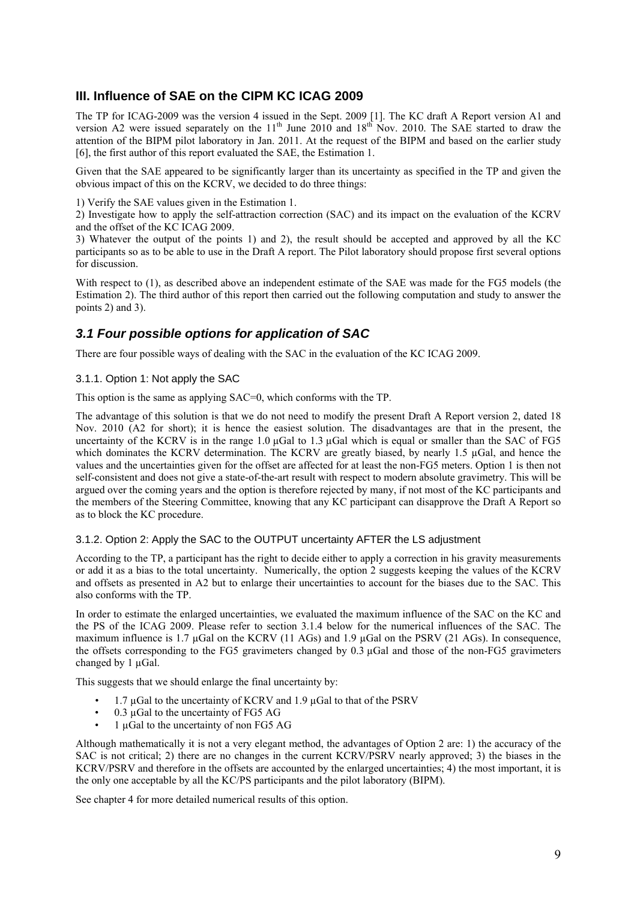## III. Influence of SAE on the CIPM KC ICAG 2009

The TP for ICAG-2009 was the version 4 issued in the Sept. 2009 [1]. The KC draft A Report version A1 and version A2 were issued separately on the 11th June 2010 and 18th Nov. 2010. The SAE started to draw the attention of the BIPM pilot laboratory in Jan. 2011. At the request of the BIPM and based on the earlier study [6], the first author of this report evaluated the SAE, the Estimation 1.

Given that the SAE appeared to be significantly larger than its uncertainty as specified in the TP and given the obvious impact of this on the KCRV, we decided to do three things:

1) Verify the SAE values given in the Estimation 1.
2) Investigate how to apply the self-attraction correction (SAC) and its impact on the evaluation of the KCRV and the offset of the KC ICAG 2009.
3) Whatever the output of the points 1) and 2), the result should be accepted and approved by all the KC participants so as to be able to use in the Draft A report. The Pilot laboratory should propose first several options for discussion.

With respect to (1), as described above an independent estimate of the SAE was made for the FG5 models (the Estimation 2). The third author of this report then carried out the following computation and study to answer the points 2) and 3).

### *3.1 Four possible options for application of SAC*

There are four possible ways of dealing with the SAC in the evaluation of the KC ICAG 2009.

#### 3.1.1. Option 1: Not apply the SAC

This option is the same as applying SAC=0, which conforms with the TP.

The advantage of this solution is that we do not need to modify the present Draft A Report version 2, dated 18 Nov. 2010 (A2 for short); it is hence the easiest solution. The disadvantages are that in the present, the uncertainty of the KCRV is in the range 1.0 μGal to 1.3 μGal which is equal or smaller than the SAC of FG5 which dominates the KCRV determination. The KCRV are greatly biased, by nearly 1.5 μGal, and hence the values and the uncertainties given for the offset are affected for at least the non-FG5 meters. Option 1 is then not self-consistent and does not give a state-of-the-art result with respect to modern absolute gravimetry. This will be argued over the coming years and the option is therefore rejected by many, if not most of the KC participants and the members of the Steering Committee, knowing that any KC participant can disapprove the Draft A Report so as to block the KC procedure.

#### 3.1.2. Option 2: Apply the SAC to the OUTPUT uncertainty AFTER the LS adjustment

According to the TP, a participant has the right to decide either to apply a correction in his gravity measurements or add it as a bias to the total uncertainty. Numerically, the option 2 suggests keeping the values of the KCRV and offsets as presented in A2 but to enlarge their uncertainties to account for the biases due to the SAC. This also conforms with the TP.

In order to estimate the enlarged uncertainties, we evaluated the maximum influence of the SAC on the KC and the PS of the ICAG 2009. Please refer to section 3.1.4 below for the numerical influences of the SAC. The maximum influence is 1.7 μGal on the KCRV (11 AGs) and 1.9 μGal on the PSRV (21 AGs). In consequence, the offsets corresponding to the FG5 gravimeters changed by 0.3 μGal and those of the non-FG5 gravimeters changed by 1 μGal.

This suggests that we should enlarge the final uncertainty by:

- 1.7 μGal to the uncertainty of KCRV and 1.9 μGal to that of the PSRV
- 0.3 μGal to the uncertainty of FG5 AG
- 1 μGal to the uncertainty of non FG5 AG

Although mathematically it is not a very elegant method, the advantages of Option 2 are: 1) the accuracy of the SAC is not critical; 2) there are no changes in the current KCRV/PSRV nearly approved; 3) the biases in the KCRV/PSRV and therefore in the offsets are accounted by the enlarged uncertainties; 4) the most important, it is the only one acceptable by all the KC/PS participants and the pilot laboratory (BIPM).

See chapter 4 for more detailed numerical results of this option.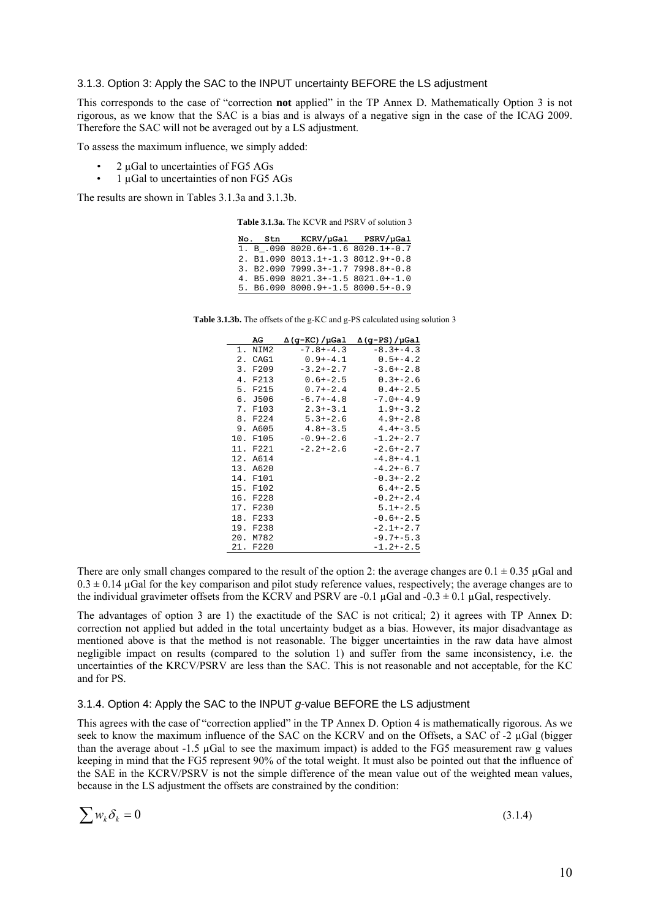### 3.1.3. Option 3: Apply the SAC to the INPUT uncertainty BEFORE the LS adjustment

This corresponds to the case of "correction **not** applied" in the TP Annex D. Mathematically Option 3 is not rigorous, as we know that the SAC is a bias and is always of a negative sign in the case of the ICAG 2009. Therefore the SAC will not be averaged out by a LS adjustment.

To assess the maximum influence, we simply added:

- 2 µGal to uncertainties of FG5 AGs
- 1 µGal to uncertainties of non FG5 AGs

The results are shown in Tables 3.1.3a and 3.1.3b.

**Table 3.1.3a.** The KCVR and PSRV of solution 3

| No. | Stn | KCRV/µGal | PSRV/µGal |
|---|---|---|---|
| 1. | B_.090 | 8020.6+-1.6 | 8020.1+-0.7 |
| 2. | B1.090 | 8013.1+-1.3 | 8012.9+-0.8 |
| 3. | B2.090 | 7999.3+-1.7 | 7998.8+-0.8 |
| 4. | B5.090 | 8021.3+-1.5 | 8021.0+-1.0 |
| 5. | B6.090 | 8000.9+-1.5 | 8000.5+-0.9 |

**Table 3.1.3b.** The offsets of the g-KC and g-PS calculated using solution 3

| | AG | Δ(g-KC)/µGal | Δ(g-PS)/µGal |
|---|---|---|---|
| 1. | NIM2 | -7.8+-4.3 | -8.3+-4.3 |
| 2. | CAG1 | 0.9+-4.1 | 0.5+-4.2 |
| 3. | F209 | -3.2+-2.7 | -3.6+-2.8 |
| 4. | F213 | 0.6+-2.5 | 0.3+-2.6 |
| 5. | F215 | 0.7+-2.4 | 0.4+-2.5 |
| 6. | J506 | -6.7+-4.8 | -7.0+-4.9 |
| 7. | F103 | 2.3+-3.1 | 1.9+-3.2 |
| 8. | F224 | 5.3+-2.6 | 4.9+-2.8 |
| 9. | A605 | 4.8+-3.5 | 4.4+-3.5 |
| 10. | F105 | -0.9+-2.6 | -1.2+-2.7 |
| 11. | F221 | -2.2+-2.6 | -2.6+-2.7 |
| 12. | A614 | | -4.8+-4.1 |
| 13. | A620 | | -4.2+-6.7 |
| 14. | F101 | | -0.3+-2.2 |
| 15. | F102 | | 6.4+-2.5 |
| 16. | F228 | | -0.2+-2.4 |
| 17. | F230 | | 5.1+-2.5 |
| 18. | F233 | | -0.6+-2.5 |
| 19. | F238 | | -2.1+-2.7 |
| 20. | M782 | | -9.7+-5.3 |
| 21. | F220 | | -1.2+-2.5 |

There are only small changes compared to the result of the option 2: the average changes are 0.1 ± 0.35 µGal and 0.3 ± 0.14 µGal for the key comparison and pilot study reference values, respectively; the average changes are to the individual gravimeter offsets from the KCRV and PSRV are -0.1 µGal and -0.3 ± 0.1 µGal, respectively.

The advantages of option 3 are 1) the exactitude of the SAC is not critical; 2) it agrees with TP Annex D: correction not applied but added in the total uncertainty budget as a bias. However, its major disadvantage as mentioned above is that the method is not reasonable. The bigger uncertainties in the raw data have almost negligible impact on results (compared to the solution 1) and suffer from the same inconsistency, i.e. the uncertainties of the KRCV/PSRV are less than the SAC. This is not reasonable and not acceptable, for the KC and for PS.

### 3.1.4. Option 4: Apply the SAC to the INPUT *g*-value BEFORE the LS adjustment

This agrees with the case of "correction applied" in the TP Annex D. Option 4 is mathematically rigorous. As we seek to know the maximum influence of the SAC on the KCRV and on the Offsets, a SAC of -2 µGal (bigger than the average about -1.5 µGal to see the maximum impact) is added to the FG5 measurement raw g values keeping in mind that the FG5 represent 90% of the total weight. It must also be pointed out that the influence of the SAE in the KCRV/PSRV is not the simple difference of the mean value out of the weighted mean values, because in the LS adjustment the offsets are constrained by the condition:

$$\sum w_k \delta_k = 0 \tag{3.1.4}$$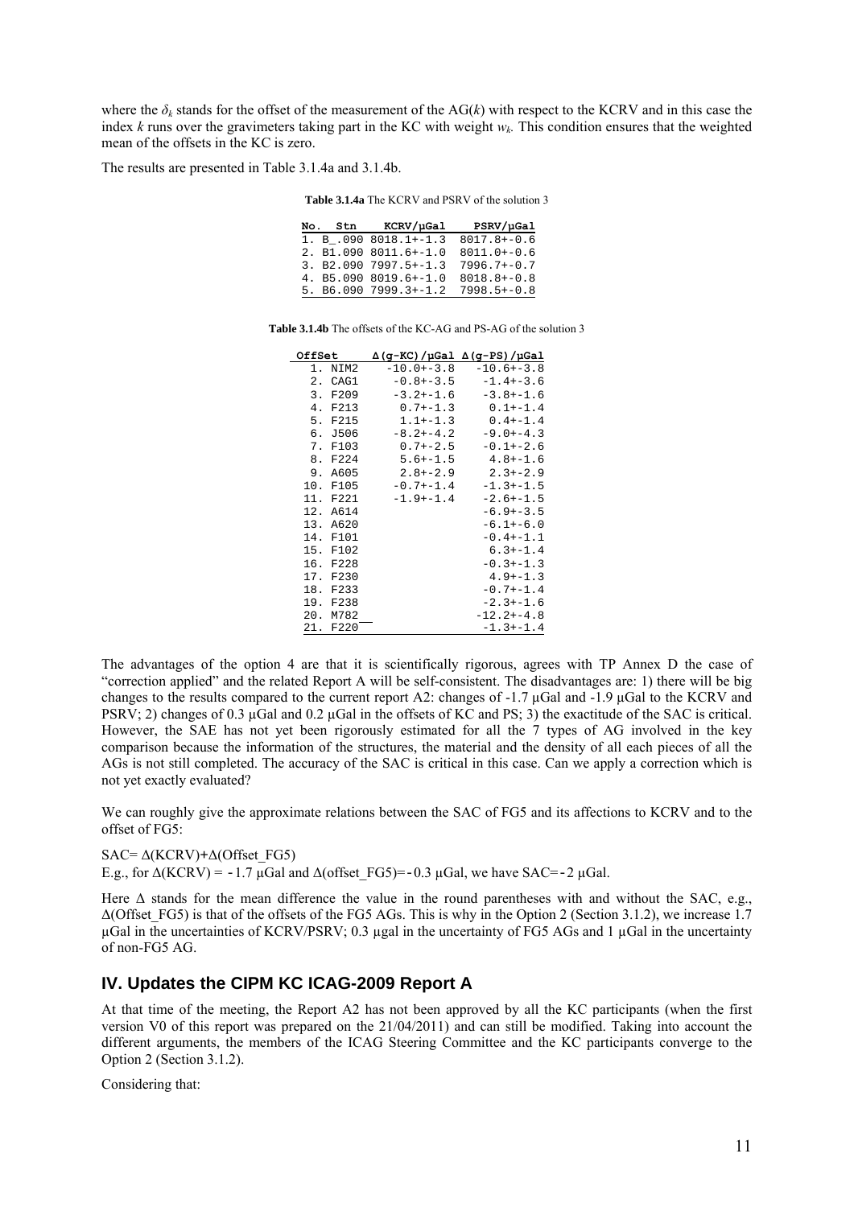where the $\delta_k$ stands for the offset of the measurement of the AG($k$) with respect to the KCRV and in this case the index $k$ runs over the gravimeters taking part in the KC with weight $w_k$. This condition ensures that the weighted mean of the offsets in the KC is zero.

The results are presented in Table 3.1.4a and 3.1.4b.

**Table 3.1.4a** The KCRV and PSRV of the solution 3

| No. | Stn | KCRV/µGal | PSRV/µGal |
|---|---|---|---|
| 1. | B_.090 | 8018.1+-1.3 | 8017.8+-0.6 |
| 2. | B1.090 | 8011.6+-1.0 | 8011.0+-0.6 |
| 3. | B2.090 | 7997.5+-1.3 | 7996.7+-0.7 |
| 4. | B5.090 | 8019.6+-1.0 | 8018.8+-0.8 |
| 5. | B6.090 | 7999.3+-1.2 | 7998.5+-0.8 |

**Table 3.1.4b** The offsets of the KC-AG and PS-AG of the solution 3

| OffSet | | Δ(g-KC)/µGal | Δ(g-PS)/µGal |
|---|---|---|---|
| 1. | NIM2 | -10.0+-3.8 | -10.6+-3.8 |
| 2. | CAG1 | -0.8+-3.5 | -1.4+-3.6 |
| 3. | F209 | -3.2+-1.6 | -3.8+-1.6 |
| 4. | F213 | 0.7+-1.3 | 0.1+-1.4 |
| 5. | F215 | 1.1+-1.3 | 0.4+-1.4 |
| 6. | J506 | -8.2+-4.2 | -9.0+-4.3 |
| 7. | F103 | 0.7+-2.5 | -0.1+-2.6 |
| 8. | F224 | 5.6+-1.5 | 4.8+-1.6 |
| 9. | A605 | 2.8+-2.9 | 2.3+-2.9 |
| 10. | F105 | -0.7+-1.4 | -1.3+-1.5 |
| 11. | F221 | -1.9+-1.4 | -2.6+-1.5 |
| 12. | A614 | | -6.9+-3.5 |
| 13. | A620 | | -6.1+-6.0 |
| 14. | F101 | | -0.4+-1.1 |
| 15. | F102 | | 6.3+-1.4 |
| 16. | F228 | | -0.3+-1.3 |
| 17. | F230 | | 4.9+-1.3 |
| 18. | F233 | | -0.7+-1.4 |
| 19. | F238 | | -2.3+-1.6 |
| 20. | M782 | | -12.2+-4.8 |
| 21. | F220 | | -1.3+-1.4 |

The advantages of the option 4 are that it is scientifically rigorous, agrees with TP Annex D the case of "correction applied" and the related Report A will be self-consistent. The disadvantages are: 1) there will be big changes to the results compared to the current report A2: changes of -1.7 µGal and -1.9 µGal to the KCRV and PSRV; 2) changes of 0.3 µGal and 0.2 µGal in the offsets of KC and PS; 3) the exactitude of the SAC is critical. However, the SAE has not yet been rigorously estimated for all the 7 types of AG involved in the key comparison because the information of the structures, the material and the density of all each pieces of all the AGs is not still completed. The accuracy of the SAC is critical in this case. Can we apply a correction which is not yet exactly evaluated?

We can roughly give the approximate relations between the SAC of FG5 and its affections to KCRV and to the offset of FG5:

SAC= Δ(KCRV)+Δ(Offset_FG5)

E.g., for Δ(KCRV) = -1.7 µGal and Δ(offset_FG5)=-0.3 µGal, we have SAC=-2 µGal.

Here Δ stands for the mean difference the value in the round parentheses with and without the SAC, e.g., Δ(Offset_FG5) is that of the offsets of the FG5 AGs. This is why in the Option 2 (Section 3.1.2), we increase 1.7 µGal in the uncertainties of KCRV/PSRV; 0.3 µgal in the uncertainty of FG5 AGs and 1 µGal in the uncertainty of non-FG5 AG.

## IV. Updates the CIPM KC ICAG-2009 Report A

At that time of the meeting, the Report A2 has not been approved by all the KC participants (when the first version V0 of this report was prepared on the 21/04/2011) and can still be modified. Taking into account the different arguments, the members of the ICAG Steering Committee and the KC participants converge to the Option 2 (Section 3.1.2).

Considering that: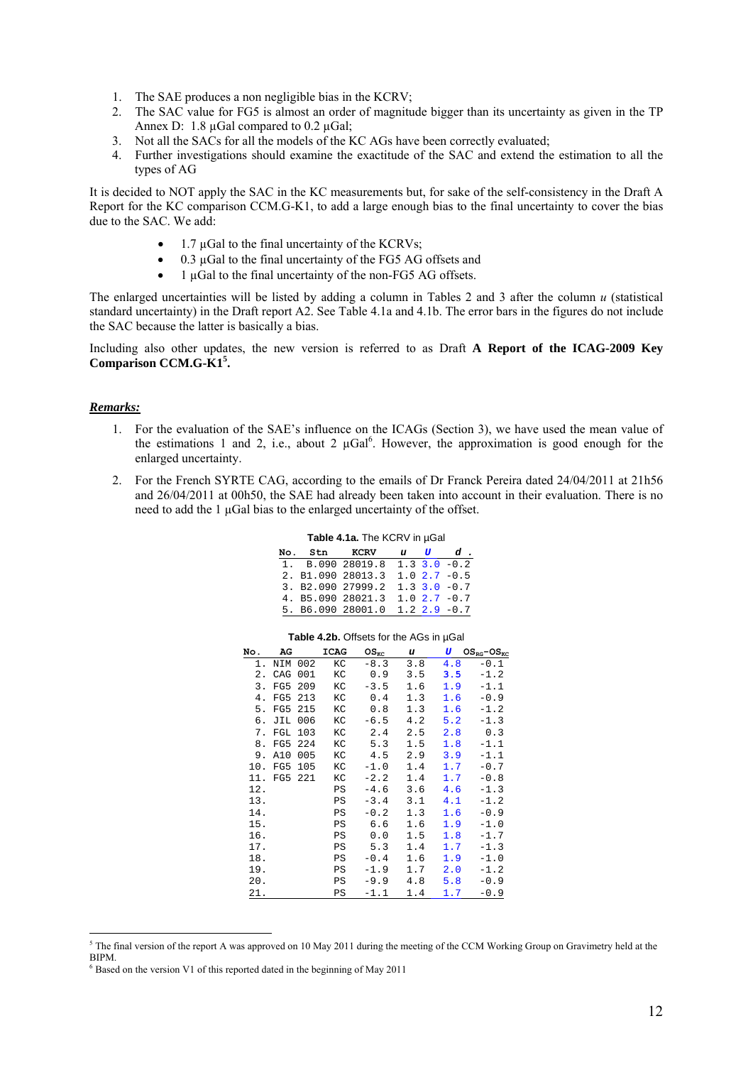1. The SAE produces a non negligible bias in the KCRV;
2. The SAC value for FG5 is almost an order of magnitude bigger than its uncertainty as given in the TP Annex D: 1.8 µGal compared to 0.2 µGal;
3. Not all the SACs for all the models of the KC AGs have been correctly evaluated;
4. Further investigations should examine the exactitude of the SAC and extend the estimation to all the types of AG

It is decided to NOT apply the SAC in the KC measurements but, for sake of the self-consistency in the Draft A Report for the KC comparison CCM.G-K1, to add a large enough bias to the final uncertainty to cover the bias due to the SAC. We add:

- 1.7 µGal to the final uncertainty of the KCRVs;
- 0.3 µGal to the final uncertainty of the FG5 AG offsets and
- 1 µGal to the final uncertainty of the non-FG5 AG offsets.

The enlarged uncertainties will be listed by adding a column in Tables 2 and 3 after the column *u* (statistical standard uncertainty) in the Draft report A2. See Table 4.1a and 4.1b. The error bars in the figures do not include the SAC because the latter is basically a bias.

Including also other updates, the new version is referred to as Draft **A Report of the ICAG-2009 Key Comparison CCM.G-K1**[5]**.**

***Remarks:***

1. For the evaluation of the SAE's influence on the ICAGs (Section 3), we have used the mean value of the estimations 1 and 2, i.e., about 2 µGal[6]. However, the approximation is good enough for the enlarged uncertainty.
2. For the French SYRTE CAG, according to the emails of Dr Franck Pereira dated 24/04/2011 at 21h56 and 26/04/2011 at 00h50, the SAE had already been taken into account in their evaluation. There is no need to add the 1 µGal bias to the enlarged uncertainty of the offset.

**Table 4.1a.** The KCRV in µGal

| No. | Stn | KCRV | *u* | *U* | *d* . |
|---|---|---|---|---|---|
| 1. | B.090 | 28019.8 | 1.3 | 3.0 | -0.2 |
| 2. | B1.090 | 28013.3 | 1.0 | 2.7 | -0.5 |
| 3. | B2.090 | 27999.2 | 1.3 | 3.0 | -0.7 |
| 4. | B5.090 | 28021.3 | 1.0 | 2.7 | -0.7 |
| 5. | B6.090 | 28001.0 | 1.2 | 2.9 | -0.7 |

**Table 4.2b.** Offsets for the AGs in µGal

| No. | AG | ICAG | $OS_{KC}$ | *u* | *U* | $OS_{RG}-OS_{KC}$ |
|---|---|---|---|---|---|---|
| 1. | NIM 002 | KC | -8.3 | 3.8 | 4.8 | -0.1 |
| 2. | CAG 001 | KC | 0.9 | 3.5 | 3.5 | -1.2 |
| 3. | FG5 209 | KC | -3.5 | 1.6 | 1.9 | -1.1 |
| 4. | FG5 213 | KC | 0.4 | 1.3 | 1.6 | -0.9 |
| 5. | FG5 215 | KC | 0.8 | 1.3 | 1.6 | -1.2 |
| 6. | JIL 006 | KC | -6.5 | 4.2 | 5.2 | -1.3 |
| 7. | FGL 103 | KC | 2.4 | 2.5 | 2.8 | 0.3 |
| 8. | FG5 224 | KC | 5.3 | 1.5 | 1.8 | -1.1 |
| 9. | A10 005 | KC | 4.5 | 2.9 | 3.9 | -1.1 |
| 10. | FG5 105 | KC | -1.0 | 1.4 | 1.7 | -0.7 |
| 11. | FG5 221 | KC | -2.2 | 1.4 | 1.7 | -0.8 |
| 12. | | PS | -4.6 | 3.6 | 4.6 | -1.3 |
| 13. | | PS | -3.4 | 3.1 | 4.1 | -1.2 |
| 14. | | PS | -0.2 | 1.3 | 1.6 | -0.9 |
| 15. | | PS | 6.6 | 1.6 | 1.9 | -1.0 |
| 16. | | PS | 0.0 | 1.5 | 1.8 | -1.7 |
| 17. | | PS | 5.3 | 1.4 | 1.7 | -1.3 |
| 18. | | PS | -0.4 | 1.6 | 1.9 | -1.0 |
| 19. | | PS | -1.9 | 1.7 | 2.0 | -1.2 |
| 20. | | PS | -9.9 | 4.8 | 5.8 | -0.9 |
| 21. | | PS | -1.1 | 1.4 | 1.7 | -0.9 |

[5] The final version of the report A was approved on 10 May 2011 during the meeting of the CCM Working Group on Gravimetry held at the BIPM.

[6] Based on the version V1 of this reported dated in the beginning of May 2011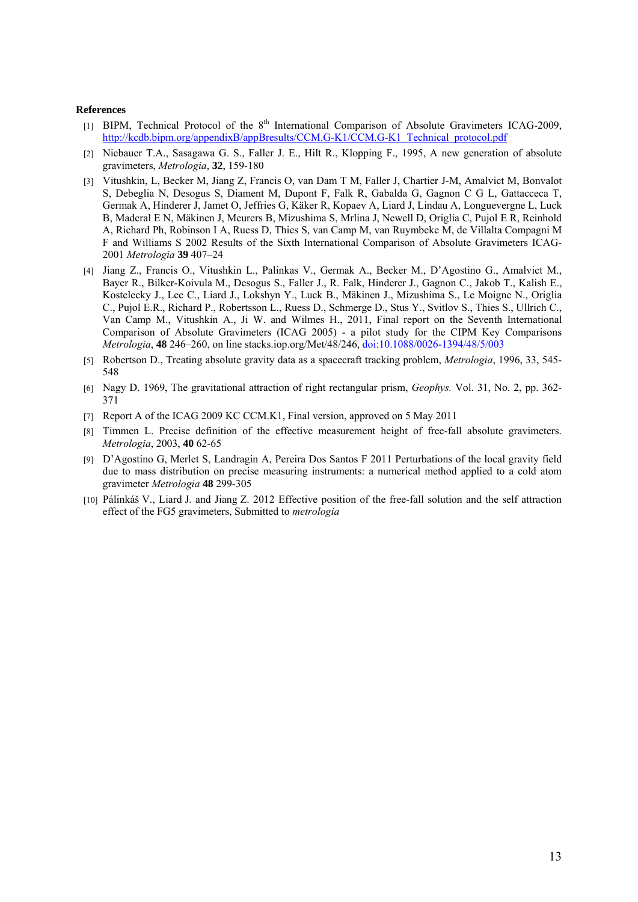**References**

[1] BIPM, Technical Protocol of the 8th International Comparison of Absolute Gravimeters ICAG-2009, http://kcdb.bipm.org/appendixB/appBresults/CCM.G-K1/CCM.G-K1_Technical_protocol.pdf

[2] Niebauer T.A., Sasagawa G. S., Faller J. E., Hilt R., Klopping F., 1995, A new generation of absolute gravimeters, *Metrologia*, **32**, 159-180

[3] Vitushkin, L, Becker M, Jiang Z, Francis O, van Dam T M, Faller J, Chartier J-M, Amalvict M, Bonvalot S, Debeglia N, Desogus S, Diament M, Dupont F, Falk R, Gabalda G, Gagnon C G L, Gattacceca T, Germak A, Hinderer J, Jamet O, Jeffries G, Käker R, Kopaev A, Liard J, Lindau A, Longuevergne L, Luck B, Maderal E N, Mäkinen J, Meurers B, Mizushima S, Mrlina J, Newell D, Origlia C, Pujol E R, Reinhold A, Richard Ph, Robinson I A, Ruess D, Thies S, van Camp M, van Ruymbeke M, de Villalta Compagni M F and Williams S 2002 Results of the Sixth International Comparison of Absolute Gravimeters ICAG-2001 *Metrologia* **39** 407–24

[4] Jiang Z., Francis O., Vitushkin L., Palinkas V., Germak A., Becker M., D'Agostino G., Amalvict M., Bayer R., Bilker-Koivula M., Desogus S., Faller J., R. Falk, Hinderer J., Gagnon C., Jakob T., Kalish E., Kostelecky J., Lee C., Liard J., Lokshyn Y., Luck B., Mäkinen J., Mizushima S., Le Moigne N., Origlia C., Pujol E.R., Richard P., Robertsson L., Ruess D., Schmerge D., Stus Y., Svitlov S., Thies S., Ullrich C., Van Camp M., Vitushkin A., Ji W. and Wilmes H., 2011, Final report on the Seventh International Comparison of Absolute Gravimeters (ICAG 2005) - a pilot study for the CIPM Key Comparisons *Metrologia*, **48** 246–260, on line stacks.iop.org/Met/48/246, doi:10.1088/0026-1394/48/5/003

[5] Robertson D., Treating absolute gravity data as a spacecraft tracking problem, *Metrologia*, 1996, 33, 545-548

[6] Nagy D. 1969, The gravitational attraction of right rectangular prism, *Geophys.* Vol. 31, No. 2, pp. 362-371

[7] Report A of the ICAG 2009 KC CCM.K1, Final version, approved on 5 May 2011

[8] Timmen L. Precise definition of the effective measurement height of free-fall absolute gravimeters. *Metrologia*, 2003, **40** 62-65

[9] D'Agostino G, Merlet S, Landragin A, Pereira Dos Santos F 2011 Perturbations of the local gravity field due to mass distribution on precise measuring instruments: a numerical method applied to a cold atom gravimeter *Metrologia* **48** 299-305

[10] Pálinkáš V., Liard J. and Jiang Z. 2012 Effective position of the free-fall solution and the self attraction effect of the FG5 gravimeters, Submitted to *metrologia*